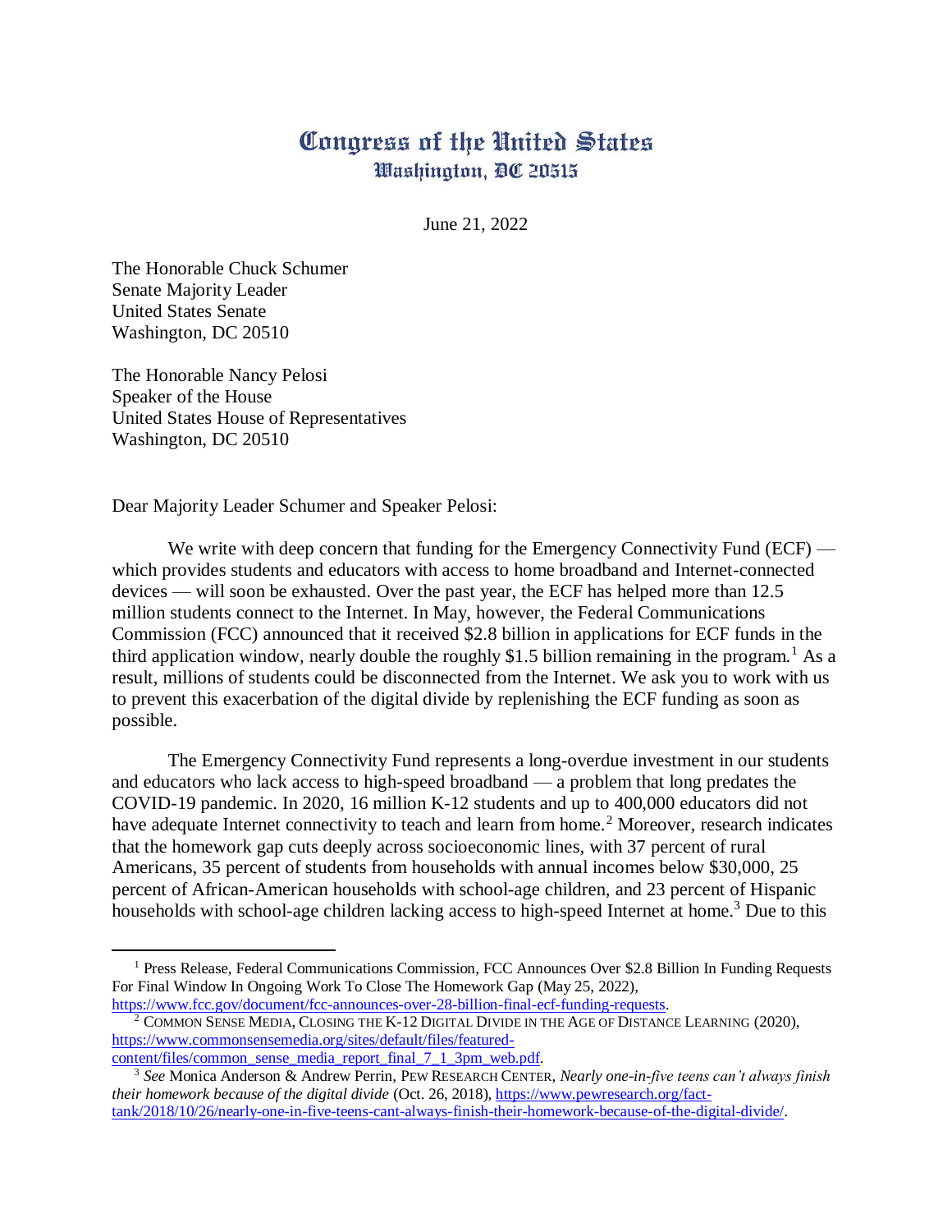# Congress of the United States
## Washington, DC 20515

June 21, 2022

The Honorable Chuck Schumer
Senate Majority Leader
United States Senate
Washington, DC 20510

The Honorable Nancy Pelosi
Speaker of the House
United States House of Representatives
Washington, DC 20510

Dear Majority Leader Schumer and Speaker Pelosi:

We write with deep concern that funding for the Emergency Connectivity Fund (ECF) — which provides students and educators with access to home broadband and Internet-connected devices — will soon be exhausted. Over the past year, the ECF has helped more than 12.5 million students connect to the Internet. In May, however, the Federal Communications Commission (FCC) announced that it received $2.8 billion in applications for ECF funds in the third application window, nearly double the roughly $1.5 billion remaining in the program.[1] As a result, millions of students could be disconnected from the Internet. We ask you to work with us to prevent this exacerbation of the digital divide by replenishing the ECF funding as soon as possible.

The Emergency Connectivity Fund represents a long-overdue investment in our students and educators who lack access to high-speed broadband — a problem that long predates the COVID-19 pandemic. In 2020, 16 million K-12 students and up to 400,000 educators did not have adequate Internet connectivity to teach and learn from home.[2] Moreover, research indicates that the homework gap cuts deeply across socioeconomic lines, with 37 percent of rural Americans, 35 percent of students from households with annual incomes below $30,000, 25 percent of African-American households with school-age children, and 23 percent of Hispanic households with school-age children lacking access to high-speed Internet at home.[3] Due to this

---

[1] Press Release, Federal Communications Commission, FCC Announces Over $2.8 Billion In Funding Requests For Final Window In Ongoing Work To Close The Homework Gap (May 25, 2022), https://www.fcc.gov/document/fcc-announces-over-28-billion-final-ecf-funding-requests.

[2] Common Sense Media, Closing the K-12 Digital Divide in the Age of Distance Learning (2020), https://www.commonsensemedia.org/sites/default/files/featured-content/files/common_sense_media_report_final_7_1_3pm_web.pdf.

[3] *See* Monica Anderson & Andrew Perrin, Pew Research Center, *Nearly one-in-five teens can't always finish their homework because of the digital divide* (Oct. 26, 2018), https://www.pewresearch.org/fact-tank/2018/10/26/nearly-one-in-five-teens-cant-always-finish-their-homework-because-of-the-digital-divide/.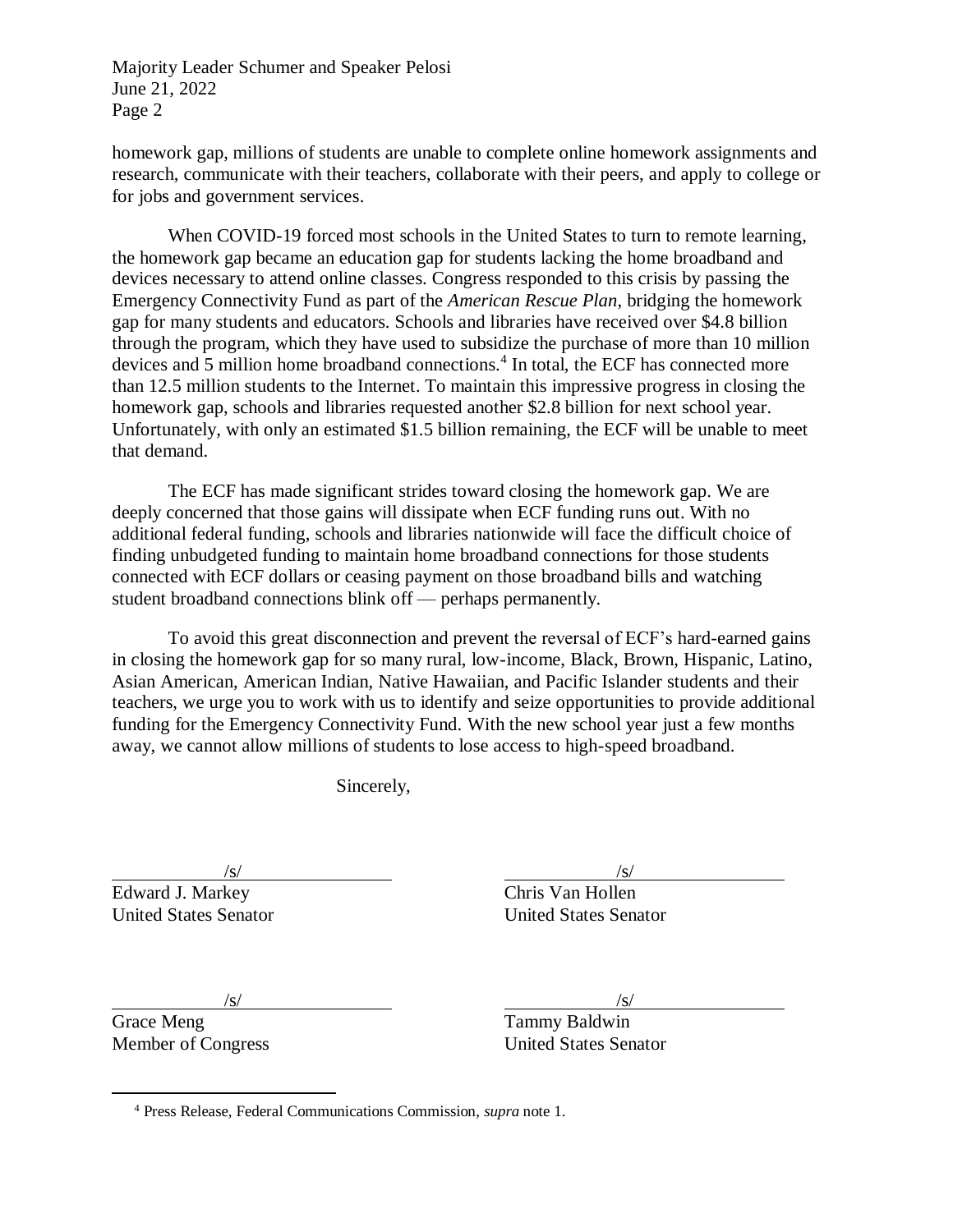homework gap, millions of students are unable to complete online homework assignments and research, communicate with their teachers, collaborate with their peers, and apply to college or for jobs and government services.

When COVID-19 forced most schools in the United States to turn to remote learning, the homework gap became an education gap for students lacking the home broadband and devices necessary to attend online classes. Congress responded to this crisis by passing the Emergency Connectivity Fund as part of the *American Rescue Plan*, bridging the homework gap for many students and educators. Schools and libraries have received over $4.8 billion through the program, which they have used to subsidize the purchase of more than 10 million devices and 5 million home broadband connections.[4] In total, the ECF has connected more than 12.5 million students to the Internet. To maintain this impressive progress in closing the homework gap, schools and libraries requested another $2.8 billion for next school year. Unfortunately, with only an estimated $1.5 billion remaining, the ECF will be unable to meet that demand.

The ECF has made significant strides toward closing the homework gap. We are deeply concerned that those gains will dissipate when ECF funding runs out. With no additional federal funding, schools and libraries nationwide will face the difficult choice of finding unbudgeted funding to maintain home broadband connections for those students connected with ECF dollars or ceasing payment on those broadband bills and watching student broadband connections blink off — perhaps permanently.

To avoid this great disconnection and prevent the reversal of ECF's hard-earned gains in closing the homework gap for so many rural, low-income, Black, Brown, Hispanic, Latino, Asian American, American Indian, Native Hawaiian, and Pacific Islander students and their teachers, we urge you to work with us to identify and seize opportunities to provide additional funding for the Emergency Connectivity Fund. With the new school year just a few months away, we cannot allow millions of students to lose access to high-speed broadband.

Sincerely,

/s/
Edward J. Markey
United States Senator

/s/
Chris Van Hollen
United States Senator

/s/
Grace Meng
Member of Congress

/s/
Tammy Baldwin
United States Senator

[4] Press Release, Federal Communications Commission, *supra* note 1.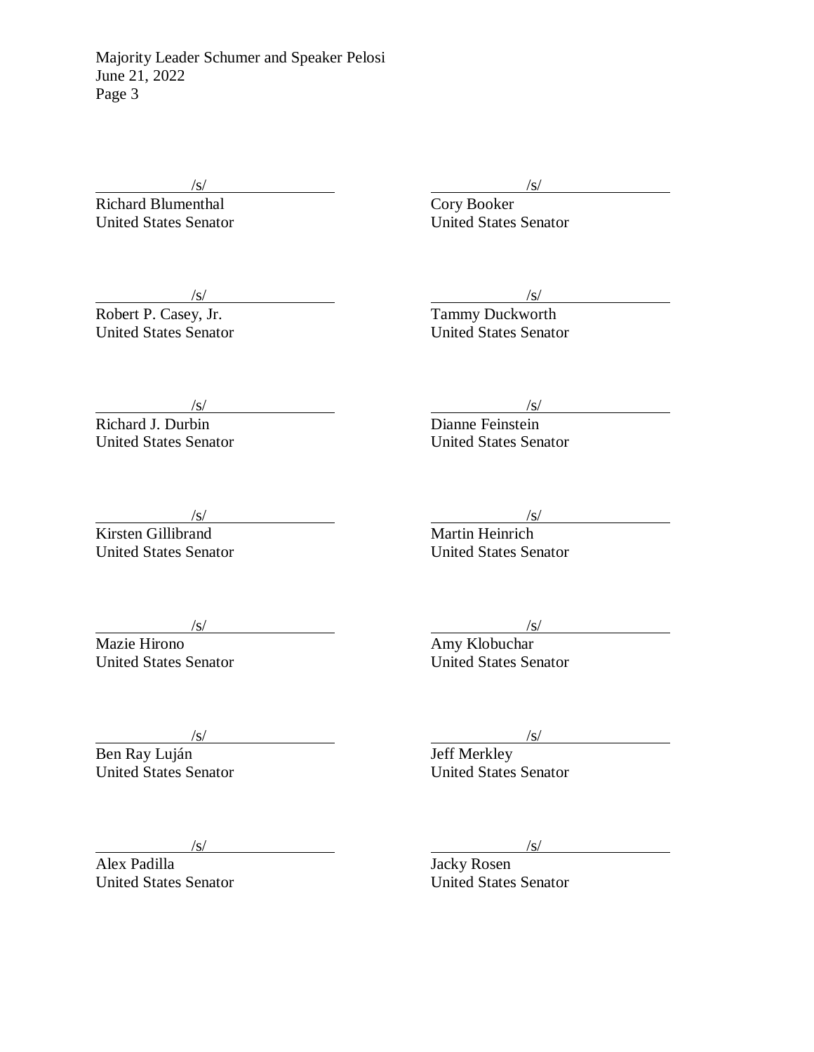/s/
Richard Blumenthal
United States Senator

/s/
Cory Booker
United States Senator

/s/
Robert P. Casey, Jr.
United States Senator

/s/
Tammy Duckworth
United States Senator

/s/
Richard J. Durbin
United States Senator

/s/
Dianne Feinstein
United States Senator

/s/
Kirsten Gillibrand
United States Senator

/s/
Martin Heinrich
United States Senator

/s/
Mazie Hirono
United States Senator

/s/
Amy Klobuchar
United States Senator

/s/
Ben Ray Luján
United States Senator

/s/
Jeff Merkley
United States Senator

/s/
Alex Padilla
United States Senator

/s/
Jacky Rosen
United States Senator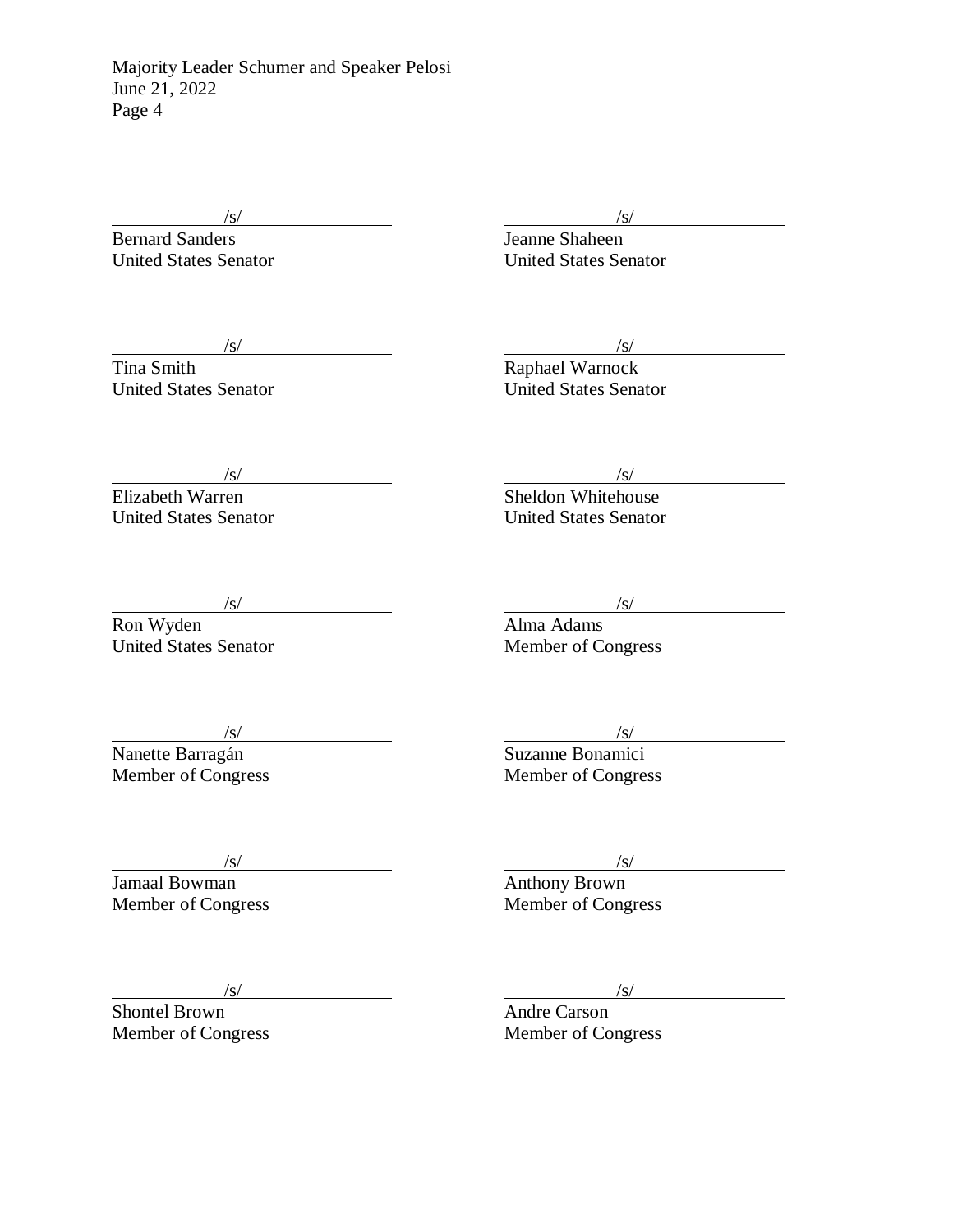/s/
Bernard Sanders
United States Senator

/s/
Jeanne Shaheen
United States Senator

/s/
Tina Smith
United States Senator

/s/
Raphael Warnock
United States Senator

/s/
Elizabeth Warren
United States Senator

/s/
Sheldon Whitehouse
United States Senator

/s/
Ron Wyden
United States Senator

/s/
Alma Adams
Member of Congress

/s/
Nanette Barragán
Member of Congress

/s/
Suzanne Bonamici
Member of Congress

/s/
Jamaal Bowman
Member of Congress

/s/
Anthony Brown
Member of Congress

/s/
Shontel Brown
Member of Congress

/s/
Andre Carson
Member of Congress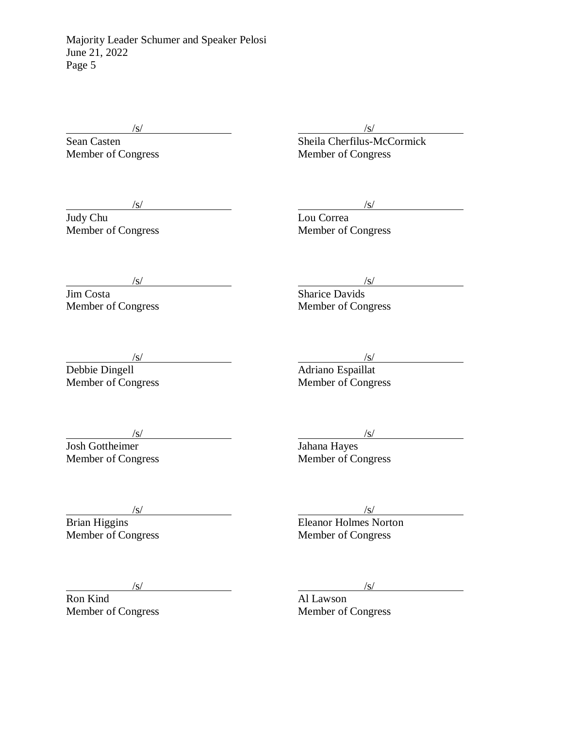/s/
Sean Casten
Member of Congress

/s/
Sheila Cherfilus-McCormick
Member of Congress

/s/
Judy Chu
Member of Congress

/s/
Lou Correa
Member of Congress

/s/
Jim Costa
Member of Congress

/s/
Sharice Davids
Member of Congress

/s/
Debbie Dingell
Member of Congress

/s/
Adriano Espaillat
Member of Congress

/s/
Josh Gottheimer
Member of Congress

/s/
Jahana Hayes
Member of Congress

/s/
Brian Higgins
Member of Congress

/s/
Eleanor Holmes Norton
Member of Congress

/s/
Ron Kind
Member of Congress

/s/
Al Lawson
Member of Congress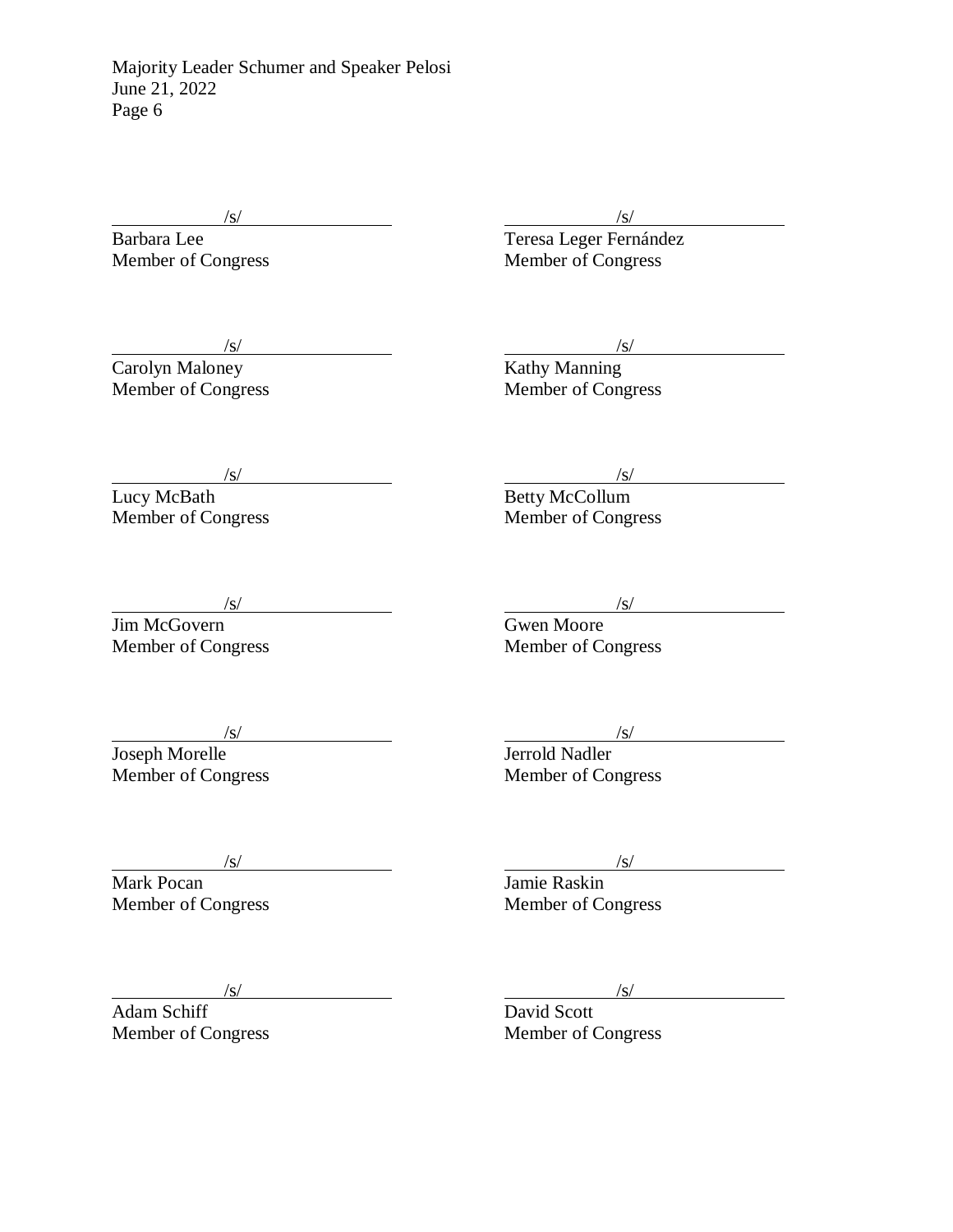/s/
Barbara Lee
Member of Congress

/s/
Teresa Leger Fernández
Member of Congress

/s/
Carolyn Maloney
Member of Congress

/s/
Kathy Manning
Member of Congress

/s/
Lucy McBath
Member of Congress

/s/
Betty McCollum
Member of Congress

/s/
Jim McGovern
Member of Congress

/s/
Gwen Moore
Member of Congress

/s/
Joseph Morelle
Member of Congress

/s/
Jerrold Nadler
Member of Congress

/s/
Mark Pocan
Member of Congress

/s/
Jamie Raskin
Member of Congress

/s/
Adam Schiff
Member of Congress

/s/
David Scott
Member of Congress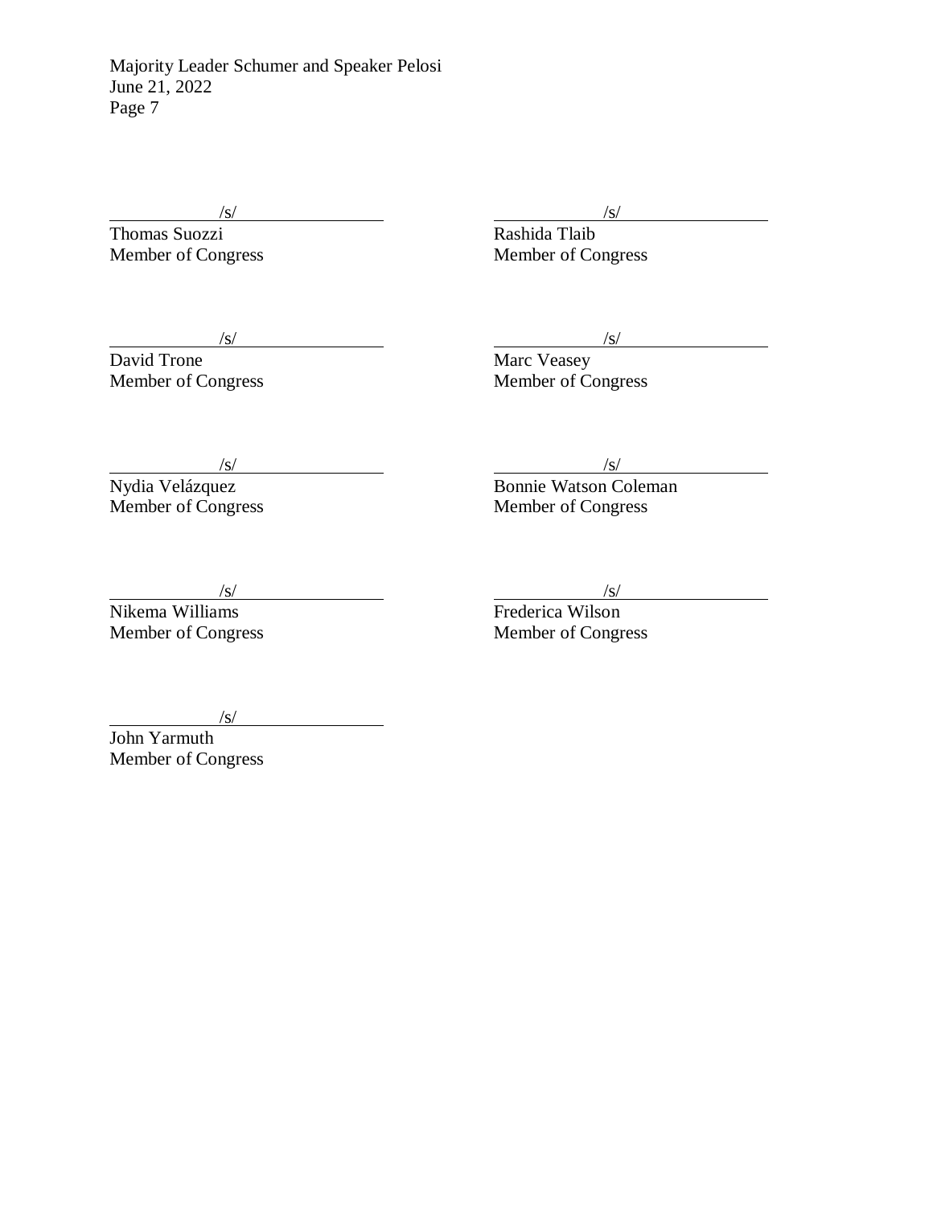/s/
Thomas Suozzi
Member of Congress

/s/
Rashida Tlaib
Member of Congress

/s/
David Trone
Member of Congress

/s/
Marc Veasey
Member of Congress

/s/
Nydia Velázquez
Member of Congress

/s/
Bonnie Watson Coleman
Member of Congress

/s/
Nikema Williams
Member of Congress

/s/
Frederica Wilson
Member of Congress

/s/
John Yarmuth
Member of Congress